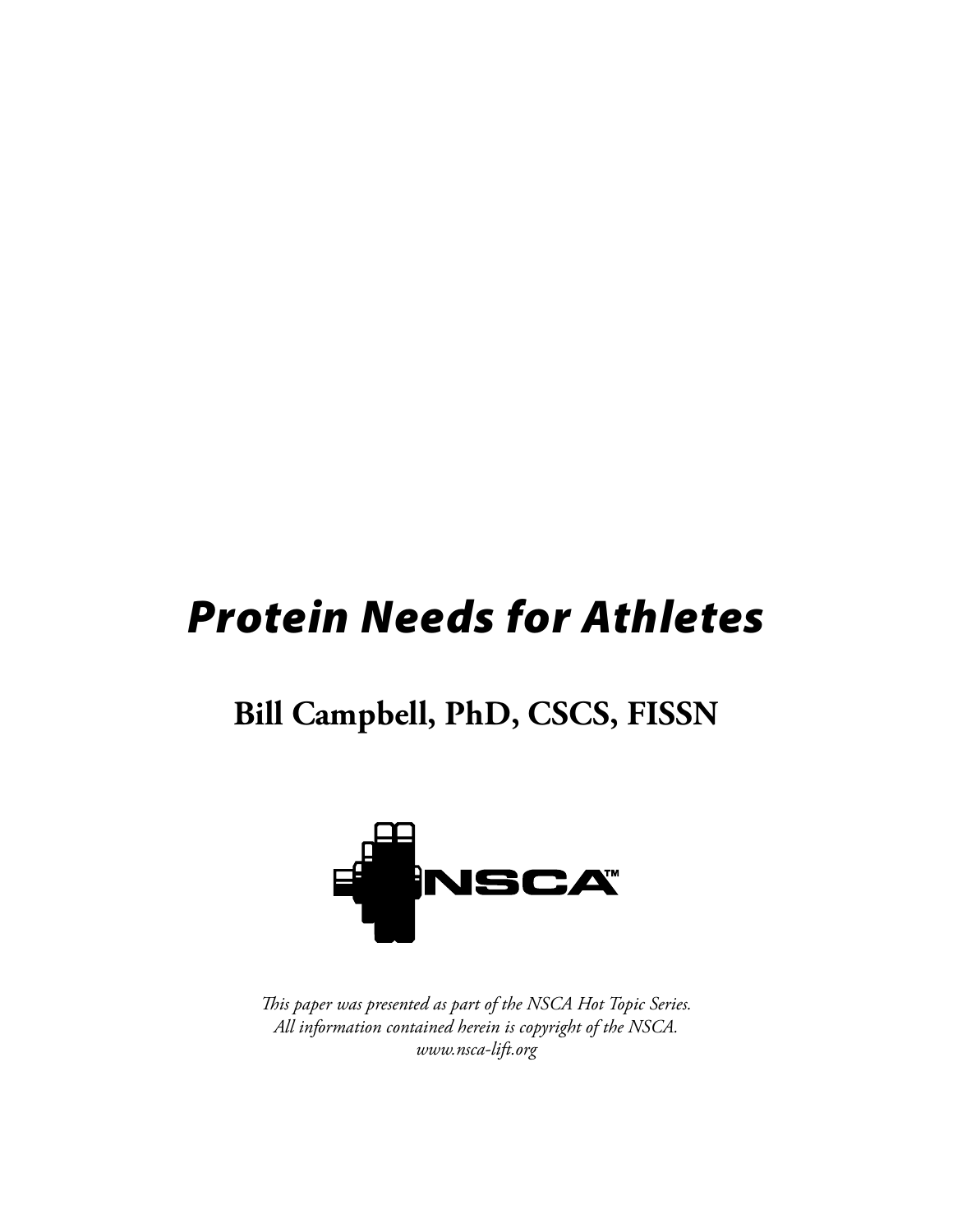# *Protein Needs for Athletes*

## Bill Campbell, PhD, CSCS, FISSN

*This paper was presented as part of the NSCA Hot Topic Series.*
*All information contained herein is copyright of the NSCA.*
*www.nsca-lift.org*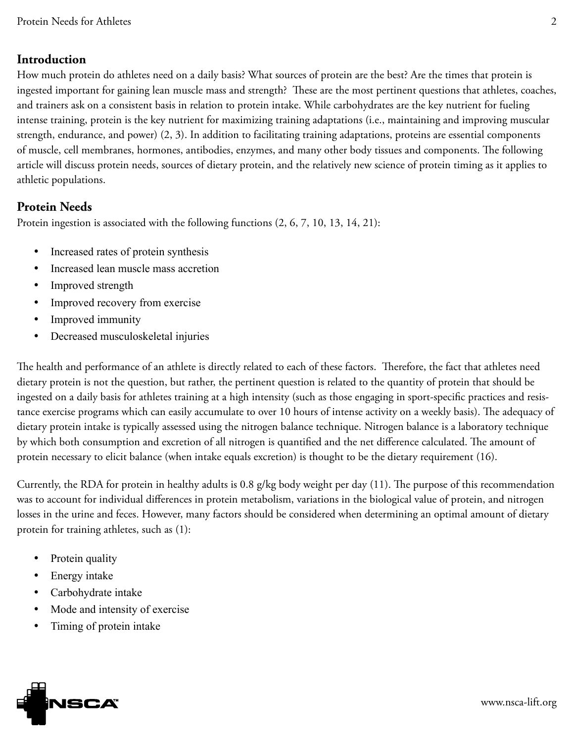## Introduction

How much protein do athletes need on a daily basis? What sources of protein are the best? Are the times that protein is ingested important for gaining lean muscle mass and strength? These are the most pertinent questions that athletes, coaches, and trainers ask on a consistent basis in relation to protein intake. While carbohydrates are the key nutrient for fueling intense training, protein is the key nutrient for maximizing training adaptations (i.e., maintaining and improving muscular strength, endurance, and power) (2, 3). In addition to facilitating training adaptations, proteins are essential components of muscle, cell membranes, hormones, antibodies, enzymes, and many other body tissues and components. The following article will discuss protein needs, sources of dietary protein, and the relatively new science of protein timing as it applies to athletic populations.

## Protein Needs

Protein ingestion is associated with the following functions (2, 6, 7, 10, 13, 14, 21):

- Increased rates of protein synthesis
- Increased lean muscle mass accretion
- Improved strength
- Improved recovery from exercise
- Improved immunity
- Decreased musculoskeletal injuries

The health and performance of an athlete is directly related to each of these factors. Therefore, the fact that athletes need dietary protein is not the question, but rather, the pertinent question is related to the quantity of protein that should be ingested on a daily basis for athletes training at a high intensity (such as those engaging in sport-specific practices and resistance exercise programs which can easily accumulate to over 10 hours of intense activity on a weekly basis). The adequacy of dietary protein intake is typically assessed using the nitrogen balance technique. Nitrogen balance is a laboratory technique by which both consumption and excretion of all nitrogen is quantified and the net difference calculated. The amount of protein necessary to elicit balance (when intake equals excretion) is thought to be the dietary requirement (16).

Currently, the RDA for protein in healthy adults is 0.8 g/kg body weight per day (11). The purpose of this recommendation was to account for individual differences in protein metabolism, variations in the biological value of protein, and nitrogen losses in the urine and feces. However, many factors should be considered when determining an optimal amount of dietary protein for training athletes, such as (1):

- Protein quality
- Energy intake
- Carbohydrate intake
- Mode and intensity of exercise
- Timing of protein intake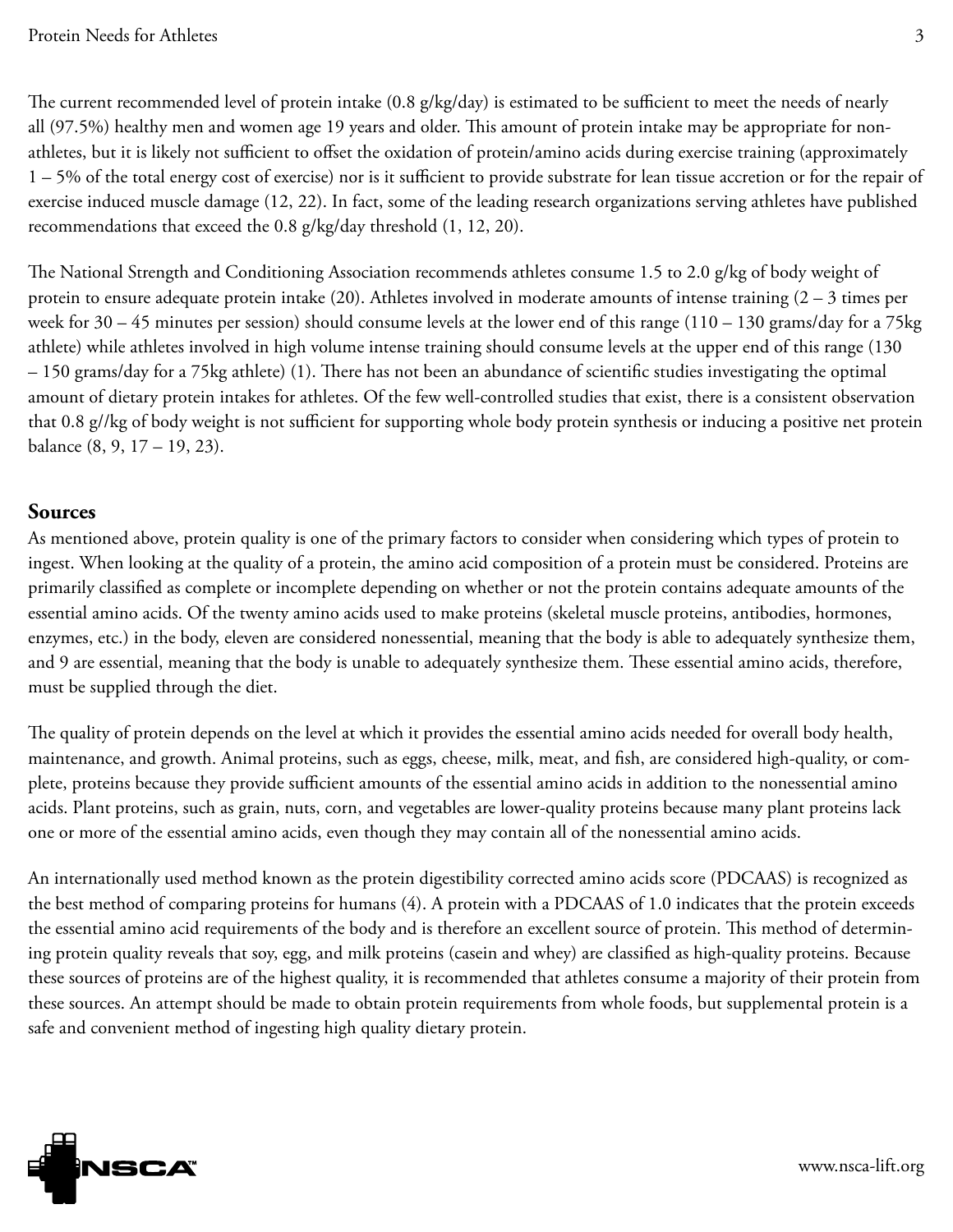The current recommended level of protein intake (0.8 g/kg/day) is estimated to be sufficient to meet the needs of nearly all (97.5%) healthy men and women age 19 years and older. This amount of protein intake may be appropriate for non-athletes, but it is likely not sufficient to offset the oxidation of protein/amino acids during exercise training (approximately 1 – 5% of the total energy cost of exercise) nor is it sufficient to provide substrate for lean tissue accretion or for the repair of exercise induced muscle damage (12, 22). In fact, some of the leading research organizations serving athletes have published recommendations that exceed the 0.8 g/kg/day threshold (1, 12, 20).

The National Strength and Conditioning Association recommends athletes consume 1.5 to 2.0 g/kg of body weight of protein to ensure adequate protein intake (20). Athletes involved in moderate amounts of intense training (2 – 3 times per week for 30 – 45 minutes per session) should consume levels at the lower end of this range (110 – 130 grams/day for a 75kg athlete) while athletes involved in high volume intense training should consume levels at the upper end of this range (130 – 150 grams/day for a 75kg athlete) (1). There has not been an abundance of scientific studies investigating the optimal amount of dietary protein intakes for athletes. Of the few well-controlled studies that exist, there is a consistent observation that 0.8 g//kg of body weight is not sufficient for supporting whole body protein synthesis or inducing a positive net protein balance (8, 9, 17 – 19, 23).

## Sources

As mentioned above, protein quality is one of the primary factors to consider when considering which types of protein to ingest. When looking at the quality of a protein, the amino acid composition of a protein must be considered. Proteins are primarily classified as complete or incomplete depending on whether or not the protein contains adequate amounts of the essential amino acids. Of the twenty amino acids used to make proteins (skeletal muscle proteins, antibodies, hormones, enzymes, etc.) in the body, eleven are considered nonessential, meaning that the body is able to adequately synthesize them, and 9 are essential, meaning that the body is unable to adequately synthesize them. These essential amino acids, therefore, must be supplied through the diet.

The quality of protein depends on the level at which it provides the essential amino acids needed for overall body health, maintenance, and growth. Animal proteins, such as eggs, cheese, milk, meat, and fish, are considered high-quality, or complete, proteins because they provide sufficient amounts of the essential amino acids in addition to the nonessential amino acids. Plant proteins, such as grain, nuts, corn, and vegetables are lower-quality proteins because many plant proteins lack one or more of the essential amino acids, even though they may contain all of the nonessential amino acids.

An internationally used method known as the protein digestibility corrected amino acids score (PDCAAS) is recognized as the best method of comparing proteins for humans (4). A protein with a PDCAAS of 1.0 indicates that the protein exceeds the essential amino acid requirements of the body and is therefore an excellent source of protein. This method of determining protein quality reveals that soy, egg, and milk proteins (casein and whey) are classified as high-quality proteins. Because these sources of proteins are of the highest quality, it is recommended that athletes consume a majority of their protein from these sources. An attempt should be made to obtain protein requirements from whole foods, but supplemental protein is a safe and convenient method of ingesting high quality dietary protein.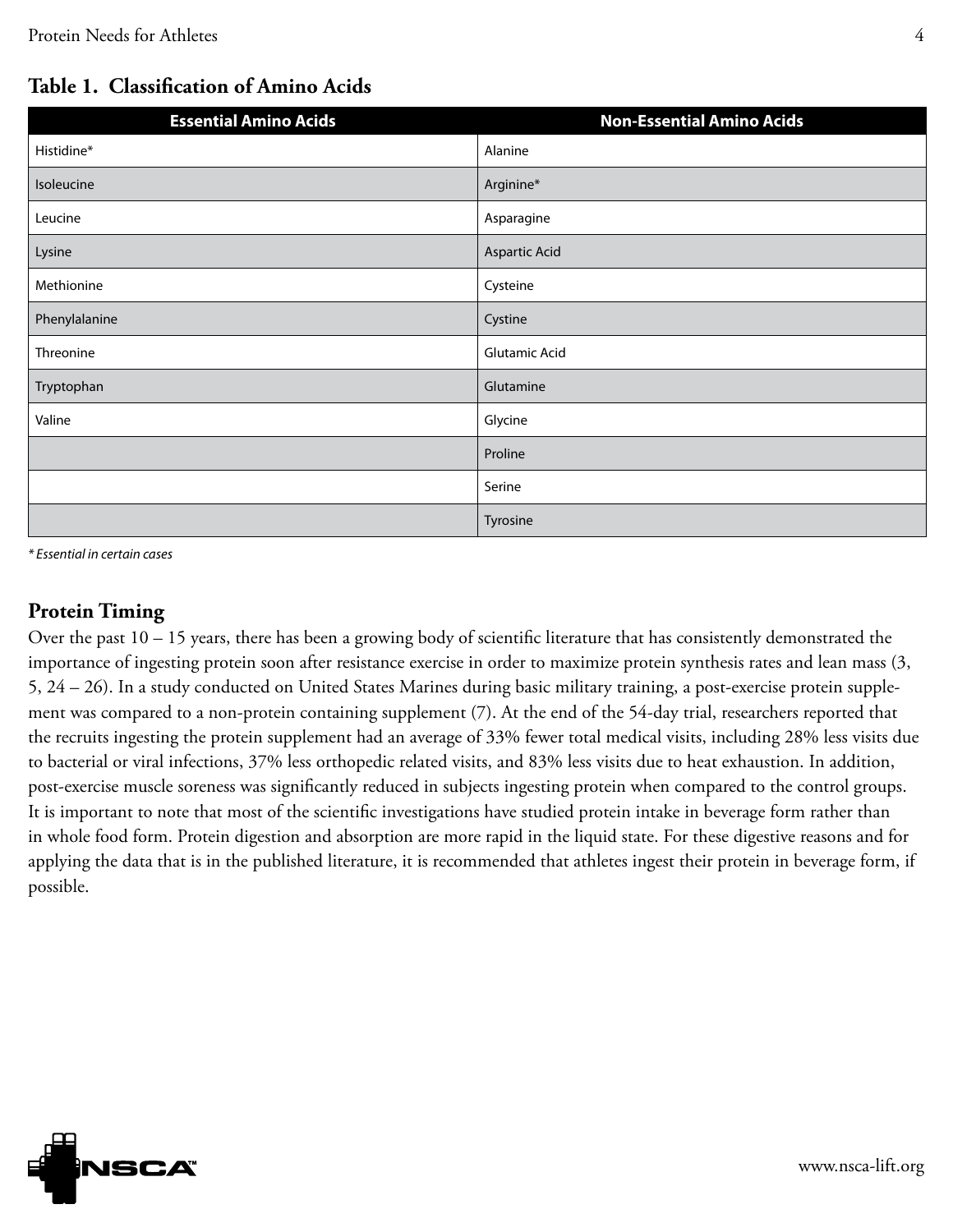**Table 1. Classification of Amino Acids**

| Essential Amino Acids | Non-Essential Amino Acids |
|---|---|
| Histidine* | Alanine |
| Isoleucine | Arginine* |
| Leucine | Asparagine |
| Lysine | Aspartic Acid |
| Methionine | Cysteine |
| Phenylalanine | Cystine |
| Threonine | Glutamic Acid |
| Tryptophan | Glutamine |
| Valine | Glycine |
| | Proline |
| | Serine |
| | Tyrosine |

*\* Essential in certain cases*

## Protein Timing

Over the past 10 – 15 years, there has been a growing body of scientific literature that has consistently demonstrated the importance of ingesting protein soon after resistance exercise in order to maximize protein synthesis rates and lean mass (3, 5, 24 – 26). In a study conducted on United States Marines during basic military training, a post-exercise protein supplement was compared to a non-protein containing supplement (7). At the end of the 54-day trial, researchers reported that the recruits ingesting the protein supplement had an average of 33% fewer total medical visits, including 28% less visits due to bacterial or viral infections, 37% less orthopedic related visits, and 83% less visits due to heat exhaustion. In addition, post-exercise muscle soreness was significantly reduced in subjects ingesting protein when compared to the control groups. It is important to note that most of the scientific investigations have studied protein intake in beverage form rather than in whole food form. Protein digestion and absorption are more rapid in the liquid state. For these digestive reasons and for applying the data that is in the published literature, it is recommended that athletes ingest their protein in beverage form, if possible.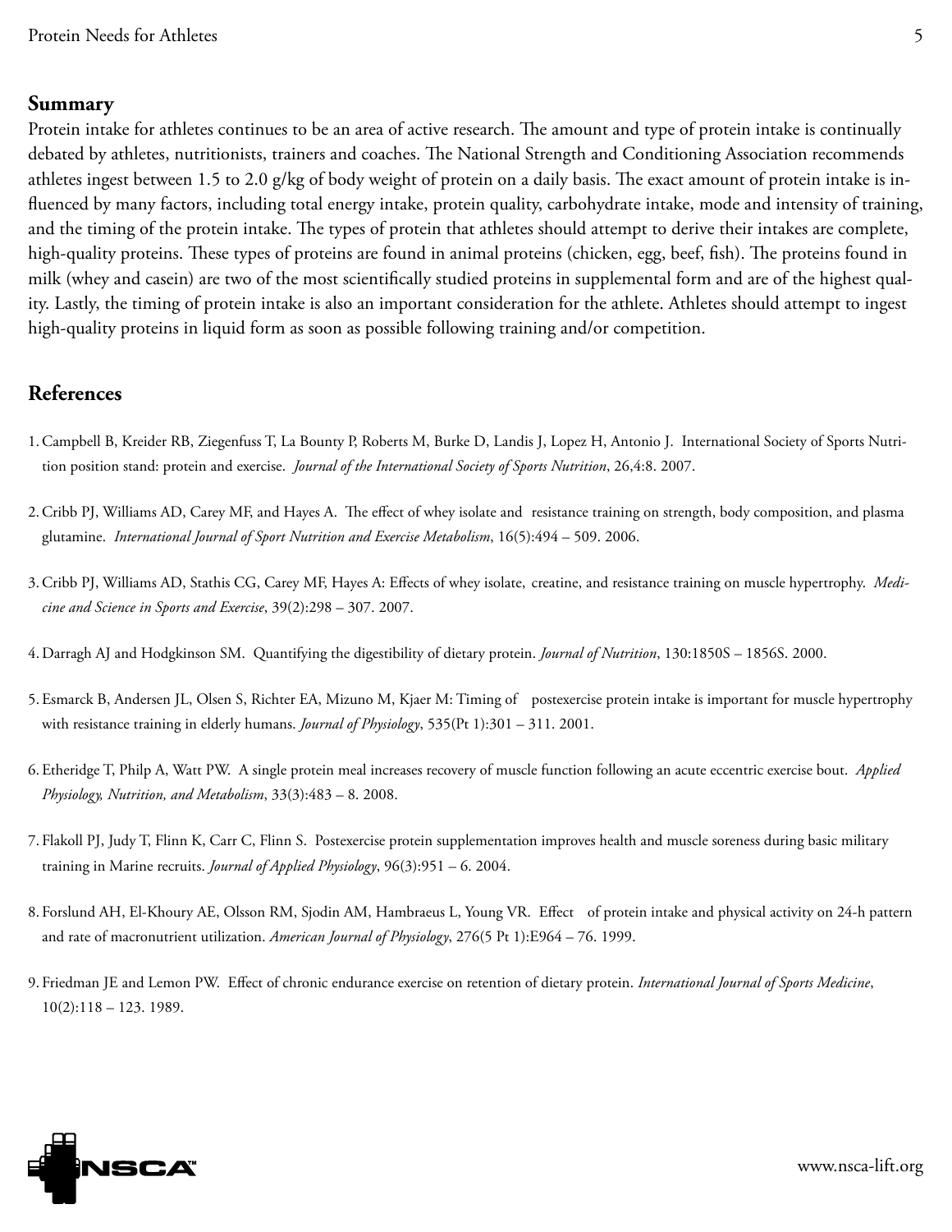## Summary

Protein intake for athletes continues to be an area of active research. The amount and type of protein intake is continually debated by athletes, nutritionists, trainers and coaches. The National Strength and Conditioning Association recommends athletes ingest between 1.5 to 2.0 g/kg of body weight of protein on a daily basis. The exact amount of protein intake is influenced by many factors, including total energy intake, protein quality, carbohydrate intake, mode and intensity of training, and the timing of the protein intake. The types of protein that athletes should attempt to derive their intakes are complete, high-quality proteins. These types of proteins are found in animal proteins (chicken, egg, beef, fish). The proteins found in milk (whey and casein) are two of the most scientifically studied proteins in supplemental form and are of the highest quality. Lastly, the timing of protein intake is also an important consideration for the athlete. Athletes should attempt to ingest high-quality proteins in liquid form as soon as possible following training and/or competition.

## References

1. Campbell B, Kreider RB, Ziegenfuss T, La Bounty P, Roberts M, Burke D, Landis J, Lopez H, Antonio J. International Society of Sports Nutrition position stand: protein and exercise. *Journal of the International Society of Sports Nutrition*, 26,4:8. 2007.

2. Cribb PJ, Williams AD, Carey MF, and Hayes A. The effect of whey isolate and resistance training on strength, body composition, and plasma glutamine. *International Journal of Sport Nutrition and Exercise Metabolism*, 16(5):494 – 509. 2006.

3. Cribb PJ, Williams AD, Stathis CG, Carey MF, Hayes A: Effects of whey isolate, creatine, and resistance training on muscle hypertrophy. *Medicine and Science in Sports and Exercise*, 39(2):298 – 307. 2007.

4. Darragh AJ and Hodgkinson SM. Quantifying the digestibility of dietary protein. *Journal of Nutrition*, 130:1850S – 1856S. 2000.

5. Esmarck B, Andersen JL, Olsen S, Richter EA, Mizuno M, Kjaer M: Timing of postexercise protein intake is important for muscle hypertrophy with resistance training in elderly humans. *Journal of Physiology*, 535(Pt 1):301 – 311. 2001.

6. Etheridge T, Philp A, Watt PW. A single protein meal increases recovery of muscle function following an acute eccentric exercise bout. *Applied Physiology, Nutrition, and Metabolism*, 33(3):483 – 8. 2008.

7. Flakoll PJ, Judy T, Flinn K, Carr C, Flinn S. Postexercise protein supplementation improves health and muscle soreness during basic military training in Marine recruits. *Journal of Applied Physiology*, 96(3):951 – 6. 2004.

8. Forslund AH, El-Khoury AE, Olsson RM, Sjodin AM, Hambraeus L, Young VR. Effect of protein intake and physical activity on 24-h pattern and rate of macronutrient utilization. *American Journal of Physiology*, 276(5 Pt 1):E964 – 76. 1999.

9. Friedman JE and Lemon PW. Effect of chronic endurance exercise on retention of dietary protein. *International Journal of Sports Medicine*, 10(2):118 – 123. 1989.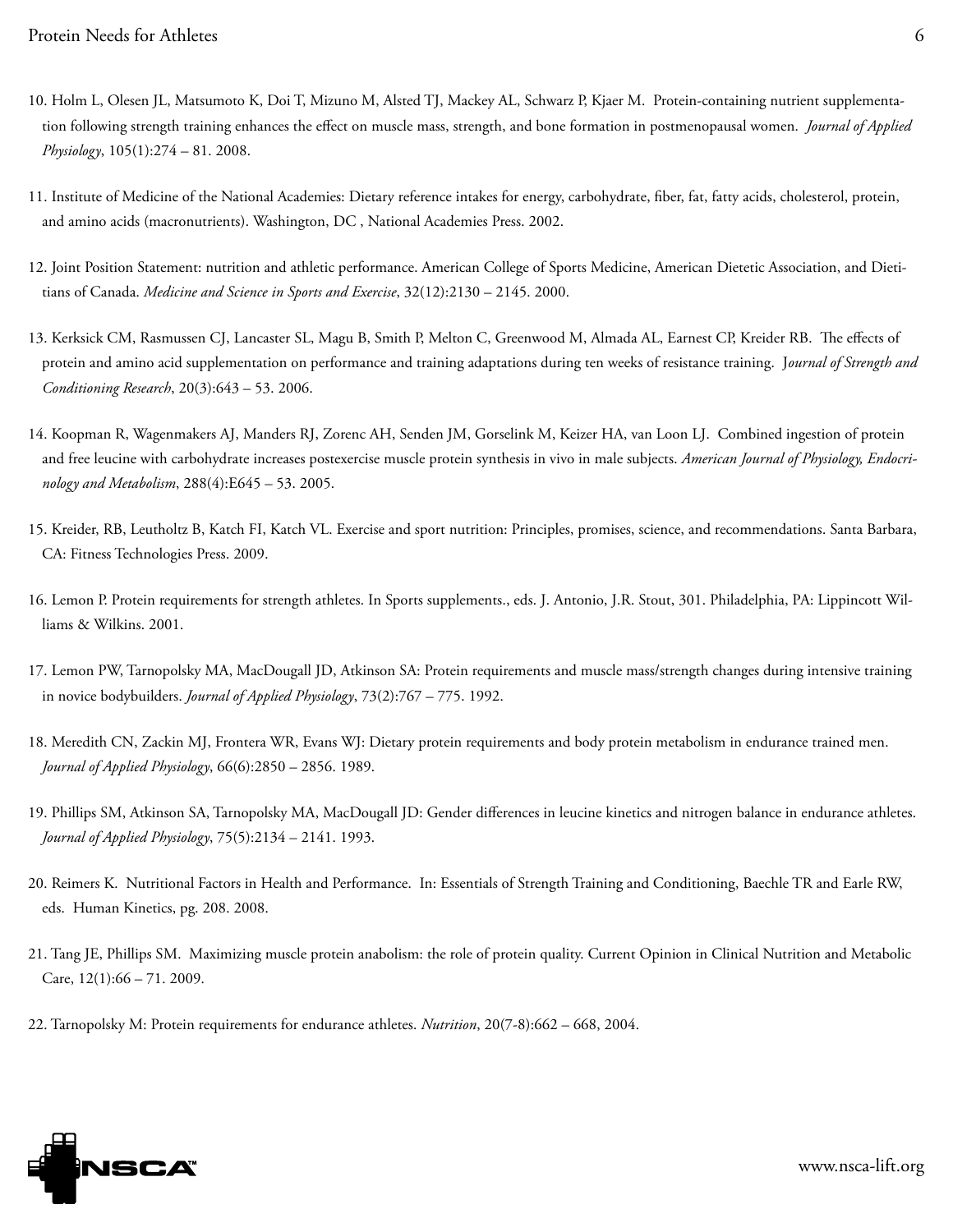10. Holm L, Olesen JL, Matsumoto K, Doi T, Mizuno M, Alsted TJ, Mackey AL, Schwarz P, Kjaer M. Protein-containing nutrient supplementation following strength training enhances the effect on muscle mass, strength, and bone formation in postmenopausal women. *Journal of Applied Physiology*, 105(1):274 – 81. 2008.

11. Institute of Medicine of the National Academies: Dietary reference intakes for energy, carbohydrate, fiber, fat, fatty acids, cholesterol, protein, and amino acids (macronutrients). Washington, DC , National Academies Press. 2002.

12. Joint Position Statement: nutrition and athletic performance. American College of Sports Medicine, American Dietetic Association, and Dietitians of Canada. *Medicine and Science in Sports and Exercise*, 32(12):2130 – 2145. 2000.

13. Kerksick CM, Rasmussen CJ, Lancaster SL, Magu B, Smith P, Melton C, Greenwood M, Almada AL, Earnest CP, Kreider RB. The effects of protein and amino acid supplementation on performance and training adaptations during ten weeks of resistance training. *Journal of Strength and Conditioning Research*, 20(3):643 – 53. 2006.

14. Koopman R, Wagenmakers AJ, Manders RJ, Zorenc AH, Senden JM, Gorselink M, Keizer HA, van Loon LJ. Combined ingestion of protein and free leucine with carbohydrate increases postexercise muscle protein synthesis in vivo in male subjects. *American Journal of Physiology, Endocrinology and Metabolism*, 288(4):E645 – 53. 2005.

15. Kreider, RB, Leutholtz B, Katch FI, Katch VL. Exercise and sport nutrition: Principles, promises, science, and recommendations. Santa Barbara, CA: Fitness Technologies Press. 2009.

16. Lemon P. Protein requirements for strength athletes. In Sports supplements., eds. J. Antonio, J.R. Stout, 301. Philadelphia, PA: Lippincott Williams & Wilkins. 2001.

17. Lemon PW, Tarnopolsky MA, MacDougall JD, Atkinson SA: Protein requirements and muscle mass/strength changes during intensive training in novice bodybuilders. *Journal of Applied Physiology*, 73(2):767 – 775. 1992.

18. Meredith CN, Zackin MJ, Frontera WR, Evans WJ: Dietary protein requirements and body protein metabolism in endurance trained men. *Journal of Applied Physiology*, 66(6):2850 – 2856. 1989.

19. Phillips SM, Atkinson SA, Tarnopolsky MA, MacDougall JD: Gender differences in leucine kinetics and nitrogen balance in endurance athletes. *Journal of Applied Physiology*, 75(5):2134 – 2141. 1993.

20. Reimers K. Nutritional Factors in Health and Performance. In: Essentials of Strength Training and Conditioning, Baechle TR and Earle RW, eds. Human Kinetics, pg. 208. 2008.

21. Tang JE, Phillips SM. Maximizing muscle protein anabolism: the role of protein quality. Current Opinion in Clinical Nutrition and Metabolic Care, 12(1):66 – 71. 2009.

22. Tarnopolsky M: Protein requirements for endurance athletes. *Nutrition*, 20(7-8):662 – 668, 2004.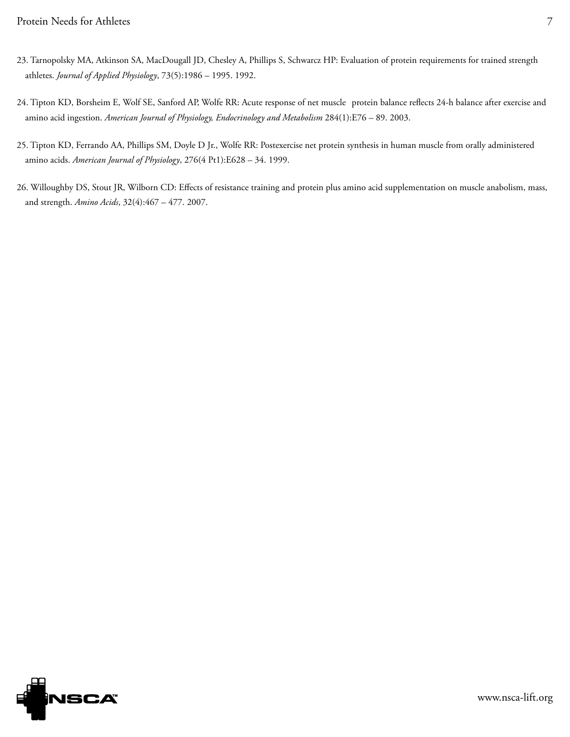23. Tarnopolsky MA, Atkinson SA, MacDougall JD, Chesley A, Phillips S, Schwarcz HP: Evaluation of protein requirements for trained strength athletes. *Journal of Applied Physiology*, 73(5):1986 – 1995. 1992.

24. Tipton KD, Borsheim E, Wolf SE, Sanford AP, Wolfe RR: Acute response of net muscle protein balance reflects 24-h balance after exercise and amino acid ingestion. *American Journal of Physiology, Endocrinology and Metabolism* 284(1):E76 – 89. 2003.

25. Tipton KD, Ferrando AA, Phillips SM, Doyle D Jr., Wolfe RR: Postexercise net protein synthesis in human muscle from orally administered amino acids. *American Journal of Physiology*, 276(4 Pt1):E628 – 34. 1999.

26. Willoughby DS, Stout JR, Wilborn CD: Effects of resistance training and protein plus amino acid supplementation on muscle anabolism, mass, and strength. *Amino Acids*, 32(4):467 – 477. 2007.